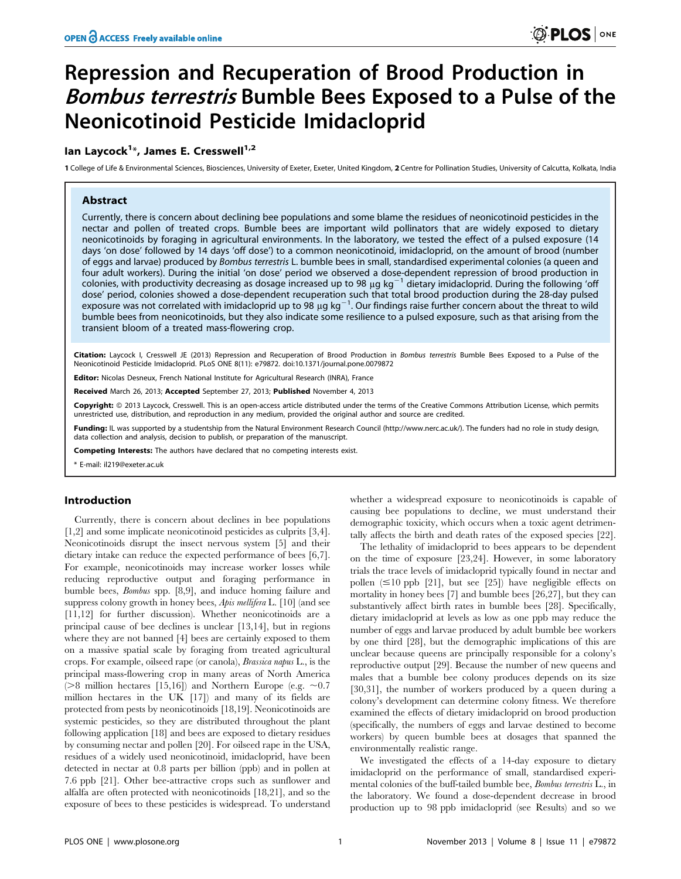# Repression and Recuperation of Brood Production in *Bombus terrestris* Bumble Bees Exposed to a Pulse of the Neonicotinoid Pesticide Imidacloprid

**Ian Laycock[1]*, James E. Cresswell[1,2]**

1 College of Life & Environmental Sciences, Biosciences, University of Exeter, Exeter, United Kingdom, 2 Centre for Pollination Studies, University of Calcutta, Kolkata, India

## Abstract

Currently, there is concern about declining bee populations and some blame the residues of neonicotinoid pesticides in the nectar and pollen of treated crops. Bumble bees are important wild pollinators that are widely exposed to dietary neonicotinoids by foraging in agricultural environments. In the laboratory, we tested the effect of a pulsed exposure (14 days 'on dose' followed by 14 days 'off dose') to a common neonicotinoid, imidacloprid, on the amount of brood (number of eggs and larvae) produced by *Bombus terrestris* L. bumble bees in small, standardised experimental colonies (a queen and four adult workers). During the initial 'on dose' period we observed a dose-dependent repression of brood production in colonies, with productivity decreasing as dosage increased up to 98 $\mu g\ kg^{-1}$ dietary imidacloprid. During the following 'off dose' period, colonies showed a dose-dependent recuperation such that total brood production during the 28-day pulsed exposure was not correlated with imidacloprid up to 98 $\mu g\ kg^{-1}$. Our findings raise further concern about the threat to wild bumble bees from neonicotinoids, but they also indicate some resilience to a pulsed exposure, such as that arising from the transient bloom of a treated mass-flowering crop.

**Citation:** Laycock I, Cresswell JE (2013) Repression and Recuperation of Brood Production in *Bombus terrestris* Bumble Bees Exposed to a Pulse of the Neonicotinoid Pesticide Imidacloprid. PLoS ONE 8(11): e79872. doi:10.1371/journal.pone.0079872

**Editor:** Nicolas Desneux, French National Institute for Agricultural Research (INRA), France

**Received** March 26, 2013; **Accepted** September 27, 2013; **Published** November 4, 2013

**Copyright:** © 2013 Laycock, Cresswell. This is an open-access article distributed under the terms of the Creative Commons Attribution License, which permits unrestricted use, distribution, and reproduction in any medium, provided the original author and source are credited.

**Funding:** IL was supported by a studentship from the Natural Environment Research Council (http://www.nerc.ac.uk/). The funders had no role in study design, data collection and analysis, decision to publish, or preparation of the manuscript.

**Competing Interests:** The authors have declared that no competing interests exist.

\* E-mail: il219@exeter.ac.uk

## Introduction

Currently, there is concern about declines in bee populations [1,2] and some implicate neonicotinoid pesticides as culprits [3,4]. Neonicotinoids disrupt the insect nervous system [5] and their dietary intake can reduce the expected performance of bees [6,7]. For example, neonicotinoids may increase worker losses while reducing reproductive output and foraging performance in bumble bees, *Bombus* spp. [8,9], and induce homing failure and suppress colony growth in honey bees, *Apis mellifera* L. [10] (and see [11,12] for further discussion). Whether neonicotinoids are a principal cause of bee declines is unclear [13,14], but in regions where they are not banned [4] bees are certainly exposed to them on a massive spatial scale by foraging from treated agricultural crops. For example, oilseed rape (or canola), *Brassica napus* L., is the principal mass-flowering crop in many areas of North America (>8 million hectares [15,16]) and Northern Europe (e.g. ~0.7 million hectares in the UK [17]) and many of its fields are protected from pests by neonicotinoids [18,19]. Neonicotinoids are systemic pesticides, so they are distributed throughout the plant following application [18] and bees are exposed to dietary residues by consuming nectar and pollen [20]. For oilseed rape in the USA, residues of a widely used neonicotinoid, imidacloprid, have been detected in nectar at 0.8 parts per billion (ppb) and in pollen at 7.6 ppb [21]. Other bee-attractive crops such as sunflower and alfalfa are often protected with neonicotinoids [18,21], and so the exposure of bees to these pesticides is widespread. To understand whether a widespread exposure to neonicotinoids is capable of causing bee populations to decline, we must understand their demographic toxicity, which occurs when a toxic agent detrimentally affects the birth and death rates of the exposed species [22].

The lethality of imidacloprid to bees appears to be dependent on the time of exposure [23,24]. However, in some laboratory trials the trace levels of imidacloprid typically found in nectar and pollen (≤10 ppb [21], but see [25]) have negligible effects on mortality in honey bees [7] and bumble bees [26,27], but they can substantively affect birth rates in bumble bees [28]. Specifically, dietary imidacloprid at levels as low as one ppb may reduce the number of eggs and larvae produced by adult bumble bee workers by one third [28], but the demographic implications of this are unclear because queens are principally responsible for a colony's reproductive output [29]. Because the number of new queens and males that a bumble bee colony produces depends on its size [30,31], the number of workers produced by a queen during a colony's development can determine colony fitness. We therefore examined the effects of dietary imidacloprid on brood production (specifically, the numbers of eggs and larvae destined to become workers) by queen bumble bees at dosages that spanned the environmentally realistic range.

We investigated the effects of a 14-day exposure to dietary imidacloprid on the performance of small, standardised experimental colonies of the buff-tailed bumble bee, *Bombus terrestris* L., in the laboratory. We found a dose-dependent decrease in brood production up to 98 ppb imidacloprid (see Results) and so we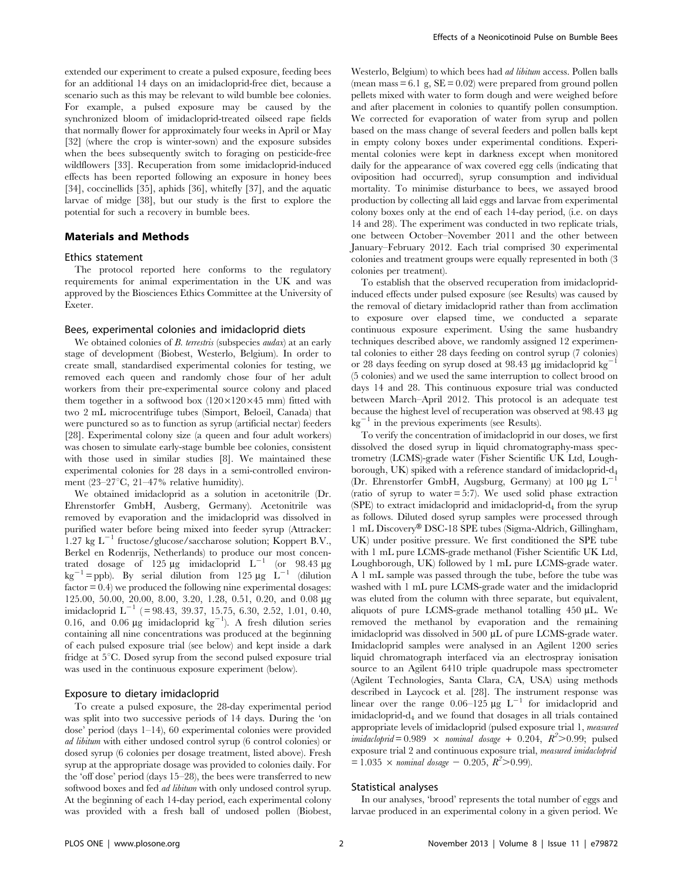extended our experiment to create a pulsed exposure, feeding bees for an additional 14 days on an imidacloprid-free diet, because a scenario such as this may be relevant to wild bumble bee colonies. For example, a pulsed exposure may be caused by the synchronized bloom of imidacloprid-treated oilseed rape fields that normally flower for approximately four weeks in April or May [32] (where the crop is winter-sown) and the exposure subsides when the bees subsequently switch to foraging on pesticide-free wildflowers [33]. Recuperation from some imidacloprid-induced effects has been reported following an exposure in honey bees [34], coccinellids [35], aphids [36], whitefly [37], and the aquatic larvae of midge [38], but our study is the first to explore the potential for such a recovery in bumble bees.

## Materials and Methods

### Ethics statement

The protocol reported here conforms to the regulatory requirements for animal experimentation in the UK and was approved by the Biosciences Ethics Committee at the University of Exeter.

### Bees, experimental colonies and imidacloprid diets

We obtained colonies of *B. terrestris* (subspecies *audax*) at an early stage of development (Biobest, Westerlo, Belgium). In order to create small, standardised experimental colonies for testing, we removed each queen and randomly chose four of her adult workers from their pre-experimental source colony and placed them together in a softwood box (120×120×45 mm) fitted with two 2 mL microcentrifuge tubes (Simport, Beloeil, Canada) that were punctured so as to function as syrup (artificial nectar) feeders [28]. Experimental colony size (a queen and four adult workers) was chosen to simulate early-stage bumble bee colonies, consistent with those used in similar studies [8]. We maintained these experimental colonies for 28 days in a semi-controlled environment (23–27°C, 21–47% relative humidity).

We obtained imidacloprid as a solution in acetonitrile (Dr. Ehrenstorfer GmbH, Ausberg, Germany). Acetonitrile was removed by evaporation and the imidacloprid was dissolved in purified water before being mixed into feeder syrup (Attracker: 1.27 kg $L^{-1}$ fructose/glucose/saccharose solution; Koppert B.V., Berkel en Rodenrijs, Netherlands) to produce our most concentrated dosage of 125 µg imidacloprid $L^{-1}$ (or 98.43 µg $kg^{-1}$ = ppb). By serial dilution from 125 µg $L^{-1}$ (dilution factor = 0.4) we produced the following nine experimental dosages: 125.00, 50.00, 20.00, 8.00, 3.20, 1.28, 0.51, 0.20, and 0.08 µg imidacloprid $L^{-1}$ (= 98.43, 39.37, 15.75, 6.30, 2.52, 1.01, 0.40, 0.16, and 0.06 µg imidacloprid $kg^{-1}$). A fresh dilution series containing all nine concentrations was produced at the beginning of each pulsed exposure trial (see below) and kept inside a dark fridge at 5°C. Dosed syrup from the second pulsed exposure trial was used in the continuous exposure experiment (below).

### Exposure to dietary imidacloprid

To create a pulsed exposure, the 28-day experimental period was split into two successive periods of 14 days. During the 'on dose' period (days 1–14), 60 experimental colonies were provided *ad libitum* with either undosed control syrup (6 control colonies) or dosed syrup (6 colonies per dosage treatment, listed above). Fresh syrup at the appropriate dosage was provided to colonies daily. For the 'off dose' period (days 15–28), the bees were transferred to new softwood boxes and fed *ad libitum* with only undosed control syrup. At the beginning of each 14-day period, each experimental colony was provided with a fresh ball of undosed pollen (Biobest, Westerlo, Belgium) to which bees had *ad libitum* access. Pollen balls (mean mass = 6.1 g, SE = 0.02) were prepared from ground pollen pellets mixed with water to form dough and were weighed before and after placement in colonies to quantify pollen consumption. We corrected for evaporation of water from syrup and pollen based on the mass change of several feeders and pollen balls kept in empty colony boxes under experimental conditions. Experimental colonies were kept in darkness except when monitored daily for the appearance of wax covered egg cells (indicating that oviposition had occurred), syrup consumption and individual mortality. To minimise disturbance to bees, we assayed brood production by collecting all laid eggs and larvae from experimental colony boxes only at the end of each 14-day period, (i.e. on days 14 and 28). The experiment was conducted in two replicate trials, one between October–November 2011 and the other between January–February 2012. Each trial comprised 30 experimental colonies and treatment groups were equally represented in both (3 colonies per treatment).

To establish that the observed recuperation from imidacloprid-induced effects under pulsed exposure (see Results) was caused by the removal of dietary imidacloprid rather than from acclimation to exposure over elapsed time, we conducted a separate continuous exposure experiment. Using the same husbandry techniques described above, we randomly assigned 12 experimental colonies to either 28 days feeding on control syrup (7 colonies) or 28 days feeding on syrup dosed at 98.43 µg imidacloprid $kg^{-1}$ (5 colonies) and we used the same interruption to collect brood on days 14 and 28. This continuous exposure trial was conducted between March–April 2012. This protocol is an adequate test because the highest level of recuperation was observed at 98.43 µg $kg^{-1}$ in the previous experiments (see Results).

To verify the concentration of imidacloprid in our doses, we first dissolved the dosed syrup in liquid chromatography-mass spectrometry (LCMS)-grade water (Fisher Scientific UK Ltd, Loughborough, UK) spiked with a reference standard of imidacloprid-$d_4$ (Dr. Ehrenstorfer GmbH, Augsburg, Germany) at 100 µg $L^{-1}$ (ratio of syrup to water = 5:7). We used solid phase extraction (SPE) to extract imidacloprid and imidacloprid-$d_4$ from the syrup as follows. Diluted dosed syrup samples were processed through 1 mL Discovery® DSC-18 SPE tubes (Sigma-Aldrich, Gillingham, UK) under positive pressure. We first conditioned the SPE tube with 1 mL pure LCMS-grade methanol (Fisher Scientific UK Ltd, Loughborough, UK) followed by 1 mL pure LCMS-grade water. A 1 mL sample was passed through the tube, before the tube was washed with 1 mL pure LCMS-grade water and the imidacloprid was eluted from the column with three separate, but equivalent, aliquots of pure LCMS-grade methanol totalling 450 µL. We removed the methanol by evaporation and the remaining imidacloprid was dissolved in 500 µL of pure LCMS-grade water. Imidacloprid samples were analysed in an Agilent 1200 series liquid chromatograph interfaced via an electrospray ionisation source to an Agilent 6410 triple quadrupole mass spectrometer (Agilent Technologies, Santa Clara, CA, USA) using methods described in Laycock et al. [28]. The instrument response was linear over the range 0.06–125 µg $L^{-1}$ for imidacloprid and imidacloprid-$d_4$ and we found that dosages in all trials contained appropriate levels of imidacloprid (pulsed exposure trial 1, *measured imidacloprid* = 0.989 × *nominal dosage* + 0.204, $R^2$>0.99; pulsed exposure trial 2 and continuous exposure trial, *measured imidacloprid* = 1.035 × *nominal dosage* − 0.205, $R^2$>0.99).

### Statistical analyses

In our analyses, 'brood' represents the total number of eggs and larvae produced in an experimental colony in a given period. We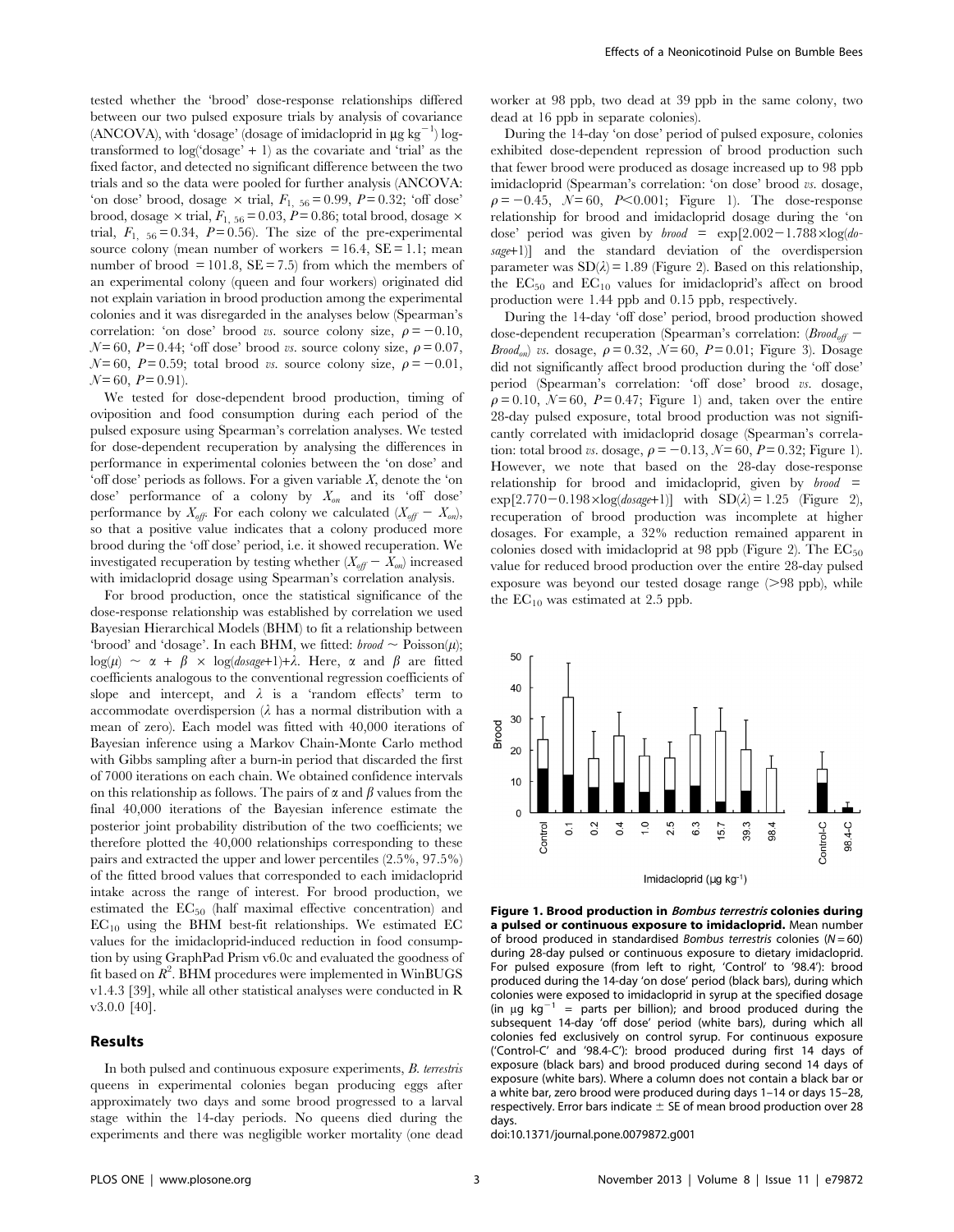tested whether the 'brood' dose-response relationships differed between our two pulsed exposure trials by analysis of covariance (ANCOVA), with 'dosage' (dosage of imidacloprid in $\mu g\ kg^{-1}$) log-transformed to log('dosage' + 1) as the covariate and 'trial' as the fixed factor, and detected no significant difference between the two trials and so the data were pooled for further analysis (ANCOVA: 'on dose' brood, dosage × trial, $F_{1,\ 56} = 0.99$, $P = 0.32$; 'off dose' brood, dosage × trial, $F_{1,\ 56} = 0.03$, $P = 0.86$; total brood, dosage × trial, $F_{1,\ 56} = 0.34$, $P = 0.56$). The size of the pre-experimental source colony (mean number of workers = 16.4, SE = 1.1; mean number of brood = 101.8, SE = 7.5) from which the members of an experimental colony (queen and four workers) originated did not explain variation in brood production among the experimental colonies and it was disregarded in the analyses below (Spearman's correlation: 'on dose' brood *vs.* source colony size, $\rho = -0.10$, $N = 60$, $P = 0.44$; 'off dose' brood *vs.* source colony size, $\rho = 0.07$, $N = 60$, $P = 0.59$; total brood *vs.* source colony size, $\rho = -0.01$, $N = 60$, $P = 0.91$).

We tested for dose-dependent brood production, timing of oviposition and food consumption during each period of the pulsed exposure using Spearman's correlation analyses. We tested for dose-dependent recuperation by analysing the differences in performance in experimental colonies between the 'on dose' and 'off dose' periods as follows. For a given variable $X$, denote the 'on dose' performance of a colony by $X_{on}$ and its 'off dose' performance by $X_{off}$. For each colony we calculated $(X_{off} - X_{on})$, so that a positive value indicates that a colony produced more brood during the 'off dose' period, i.e. it showed recuperation. We investigated recuperation by testing whether $(X_{off} - X_{on})$ increased with imidacloprid dosage using Spearman's correlation analysis.

For brood production, once the statistical significance of the dose-response relationship was established by correlation we used Bayesian Hierarchical Models (BHM) to fit a relationship between 'brood' and 'dosage'. In each BHM, we fitted: $brood \sim \text{Poisson}(\mu)$; $\log(\mu) \sim \alpha + \beta \times \log(dosage{+}1){+}\lambda$. Here, $\alpha$ and $\beta$ are fitted coefficients analogous to the conventional regression coefficients of slope and intercept, and $\lambda$ is a 'random effects' term to accommodate overdispersion ($\lambda$ has a normal distribution with a mean of zero). Each model was fitted with 40,000 iterations of Bayesian inference using a Markov Chain-Monte Carlo method with Gibbs sampling after a burn-in period that discarded the first of 7000 iterations on each chain. We obtained confidence intervals on this relationship as follows. The pairs of $\alpha$ and $\beta$ values from the final 40,000 iterations of the Bayesian inference estimate the posterior joint probability distribution of the two coefficients; we therefore plotted the 40,000 relationships corresponding to these pairs and extracted the upper and lower percentiles (2.5%, 97.5%) of the fitted brood values that corresponded to each imidacloprid intake across the range of interest. For brood production, we estimated the $EC_{50}$ (half maximal effective concentration) and $EC_{10}$ using the BHM best-fit relationships. We estimated EC values for the imidacloprid-induced reduction in food consumption by using GraphPad Prism v6.0c and evaluated the goodness of fit based on $R^2$. BHM procedures were implemented in WinBUGS v1.4.3 [39], while all other statistical analyses were conducted in R v3.0.0 [40].

## Results

In both pulsed and continuous exposure experiments, *B. terrestris* queens in experimental colonies began producing eggs after approximately two days and some brood progressed to a larval stage within the 14-day periods. No queens died during the experiments and there was negligible worker mortality (one dead worker at 98 ppb, two dead at 39 ppb in the same colony, two dead at 16 ppb in separate colonies).

During the 14-day 'on dose' period of pulsed exposure, colonies exhibited dose-dependent repression of brood production such that fewer brood were produced as dosage increased up to 98 ppb imidacloprid (Spearman's correlation: 'on dose' brood *vs.* dosage, $\rho = -0.45$, $N = 60$, $P < 0.001$; Figure 1). The dose-response relationship for brood and imidacloprid dosage during the 'on dose' period was given by $brood = \exp[2.002 - 1.788 \times \log(dosage{+}1)]$ and the standard deviation of the overdispersion parameter was $SD(\lambda) = 1.89$ (Figure 2). Based on this relationship, the $EC_{50}$ and $EC_{10}$ values for imidacloprid's affect on brood production were 1.44 ppb and 0.15 ppb, respectively.

During the 14-day 'off dose' period, brood production showed dose-dependent recuperation (Spearman's correlation: $(Brood_{off} - Brood_{on})$ *vs.* dosage, $\rho = 0.32$, $N = 60$, $P = 0.01$; Figure 3). Dosage did not significantly affect brood production during the 'off dose' period (Spearman's correlation: 'off dose' brood *vs.* dosage, $\rho = 0.10$, $N = 60$, $P = 0.47$; Figure 1) and, taken over the entire 28-day pulsed exposure, total brood production was not significantly correlated with imidacloprid dosage (Spearman's correlation: total brood *vs.* dosage, $\rho = -0.13$, $N = 60$, $P = 0.32$; Figure 1). However, we note that based on the 28-day dose-response relationship for brood and imidacloprid, given by $brood = \exp[2.770 - 0.198 \times \log(dosage{+}1)]$ with $SD(\lambda) = 1.25$ (Figure 2), recuperation of brood production was incomplete at higher dosages. For example, a 32% reduction remained apparent in colonies dosed with imidacloprid at 98 ppb (Figure 2). The $EC_{50}$ value for reduced brood production over the entire 28-day pulsed exposure was beyond our tested dosage range (>98 ppb), while the $EC_{10}$ was estimated at 2.5 ppb.

**Figure 1. Brood production in *Bombus terrestris* colonies during a pulsed or continuous exposure to imidacloprid.** Mean number of brood produced in standardised *Bombus terrestris* colonies ($N = 60$) during 28-day pulsed or continuous exposure to dietary imidacloprid. For pulsed exposure (from left to right, 'Control' to '98.4'): brood produced during the 14-day 'on dose' period (black bars), during which colonies were exposed to imidacloprid in syrup at the specified dosage (in $\mu g\ kg^{-1}$ = parts per billion); and brood produced during the subsequent 14-day 'off dose' period (white bars), during which all colonies fed exclusively on control syrup. For continuous exposure ('Control-C' and '98.4-C'): brood produced during first 14 days of exposure (black bars) and brood produced during second 14 days of exposure (white bars). Where a column does not contain a black bar or a white bar, zero brood were produced during days 1–14 or days 15–28, respectively. Error bars indicate ± SE of mean brood production over 28 days.

doi:10.1371/journal.pone.0079872.g001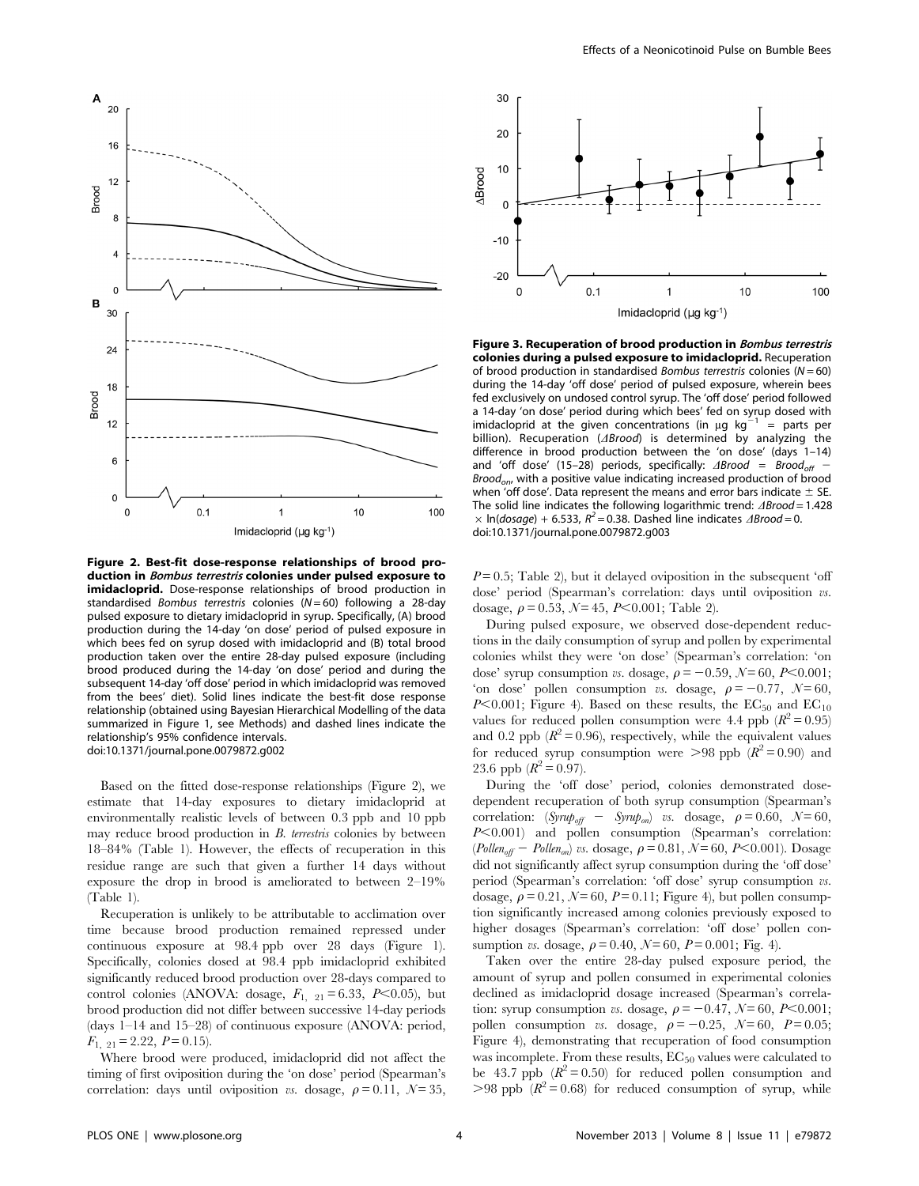**Figure 2. Best-fit dose-response relationships of brood production in *Bombus terrestris* colonies under pulsed exposure to imidacloprid.** Dose-response relationships of brood production in standardised *Bombus terrestris* colonies ($N = 60$) following a 28-day pulsed exposure to dietary imidacloprid in syrup. Specifically, (A) brood production during the 14-day 'on dose' period of pulsed exposure in which bees fed on syrup dosed with imidacloprid and (B) total brood production taken over the entire 28-day pulsed exposure (including brood produced during the 14-day 'on dose' period and during the subsequent 14-day 'off dose' period in which imidacloprid was removed from the bees' diet). Solid lines indicate the best-fit dose response relationship (obtained using Bayesian Hierarchical Modelling of the data summarized in Figure 1, see Methods) and dashed lines indicate the relationship's 95% confidence intervals.
doi:10.1371/journal.pone.0079872.g002

**Figure 3. Recuperation of brood production in *Bombus terrestris* colonies during a pulsed exposure to imidacloprid.** Recuperation of brood production in standardised *Bombus terrestris* colonies ($N = 60$) during the 14-day 'off dose' period of pulsed exposure, wherein bees fed exclusively on undosed control syrup. The 'off dose' period followed a 14-day 'on dose' period during which bees' fed on syrup dosed with imidacloprid at the given concentrations (in $\mu g\ kg^{-1}$ = parts per billion). Recuperation (*ΔBrood*) is determined by analyzing the difference in brood production between the 'on dose' (days 1–14) and 'off dose' (15–28) periods, specifically: $\Delta Brood = Brood_{off} - Brood_{on}$, with a positive value indicating increased production of brood when 'off dose'. Data represent the means and error bars indicate ± SE. The solid line indicates the following logarithmic trend: $\Delta Brood = 1.428 \times \ln(dosage) + 6.533$, $R^2 = 0.38$. Dashed line indicates $\Delta Brood = 0$.
doi:10.1371/journal.pone.0079872.g003

Based on the fitted dose-response relationships (Figure 2), we estimate that 14-day exposures to dietary imidacloprid at environmentally realistic levels of between 0.3 ppb and 10 ppb may reduce brood production in *B. terrestris* colonies by between 18–84% (Table 1). However, the effects of recuperation in this residue range are such that given a further 14 days without exposure the drop in brood is ameliorated to between 2–19% (Table 1).

Recuperation is unlikely to be attributable to acclimation over time because brood production remained repressed under continuous exposure at 98.4 ppb over 28 days (Figure 1). Specifically, colonies dosed at 98.4 ppb imidacloprid exhibited significantly reduced brood production over 28-days compared to control colonies (ANOVA: dosage, $F_{1,\ 21} = 6.33$, $P<0.05$), but brood production did not differ between successive 14-day periods (days 1–14 and 15–28) of continuous exposure (ANOVA: period, $F_{1,\ 21} = 2.22$, $P = 0.15$).

Where brood were produced, imidacloprid did not affect the timing of first oviposition during the 'on dose' period (Spearman's correlation: days until oviposition *vs.* dosage, $\rho = 0.11$, $N = 35$, $P = 0.5$; Table 2), but it delayed oviposition in the subsequent 'off dose' period (Spearman's correlation: days until oviposition *vs.* dosage, $\rho = 0.53$, $N = 45$, $P<0.001$; Table 2).

During pulsed exposure, we observed dose-dependent reductions in the daily consumption of syrup and pollen by experimental colonies whilst they were 'on dose' (Spearman's correlation: 'on dose' syrup consumption *vs.* dosage, $\rho = -0.59$, $N = 60$, $P<0.001$; 'on dose' pollen consumption *vs.* dosage, $\rho = -0.77$, $N = 60$, $P<0.001$; Figure 4). Based on these results, the $EC_{50}$ and $EC_{10}$ values for reduced pollen consumption were 4.4 ppb ($R^2 = 0.95$) and 0.2 ppb ($R^2 = 0.96$), respectively, while the equivalent values for reduced syrup consumption were >98 ppb ($R^2 = 0.90$) and 23.6 ppb ($R^2 = 0.97$).

During the 'off dose' period, colonies demonstrated dose-dependent recuperation of both syrup consumption (Spearman's correlation: ($Syrup_{off} - Syrup_{on}$) *vs.* dosage, $\rho = 0.60$, $N = 60$, $P<0.001$) and pollen consumption (Spearman's correlation: ($Pollen_{off} - Pollen_{on}$) *vs.* dosage, $\rho = 0.81$, $N = 60$, $P<0.001$). Dosage did not significantly affect syrup consumption during the 'off dose' period (Spearman's correlation: 'off dose' syrup consumption *vs.* dosage, $\rho = 0.21$, $N = 60$, $P = 0.11$; Figure 4), but pollen consumption significantly increased among colonies previously exposed to higher dosages (Spearman's correlation: 'off dose' pollen consumption *vs.* dosage, $\rho = 0.40$, $N = 60$, $P = 0.001$; Fig. 4).

Taken over the entire 28-day pulsed exposure period, the amount of syrup and pollen consumed in experimental colonies declined as imidacloprid dosage increased (Spearman's correlation: syrup consumption *vs.* dosage, $\rho = -0.47$, $N = 60$, $P<0.001$; pollen consumption *vs.* dosage, $\rho = -0.25$, $N = 60$, $P = 0.05$; Figure 4), demonstrating that recuperation of food consumption was incomplete. From these results, $EC_{50}$ values were calculated to be 43.7 ppb ($R^2 = 0.50$) for reduced pollen consumption and >98 ppb ($R^2 = 0.68$) for reduced consumption of syrup, while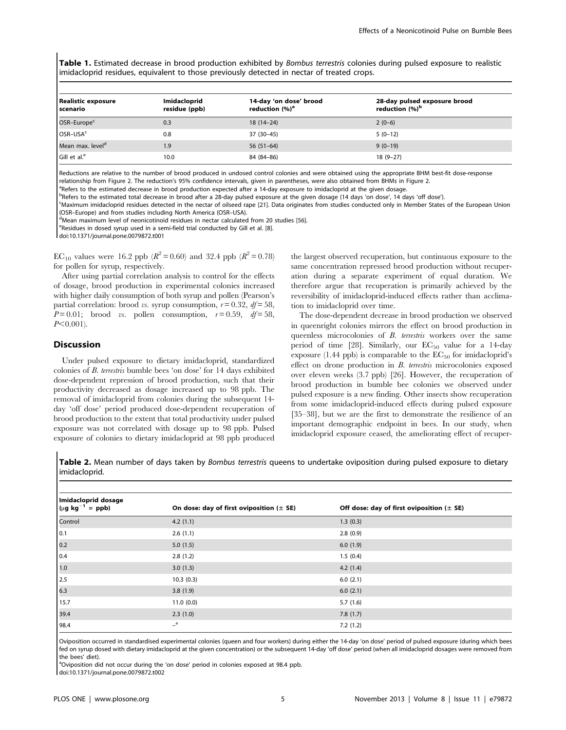**Table 1.** Estimated decrease in brood production exhibited by *Bombus terrestris* colonies during pulsed exposure to realistic imidacloprid residues, equivalent to those previously detected in nectar of treated crops.

| Realistic exposure scenario | Imidacloprid residue (ppb) | 14-day 'on dose' brood reduction (%)[a] | 28-day pulsed exposure brood reduction (%)[b] |
|---|---|---|---|
| OSR–Europe[c] | 0.3 | 18 (14–24) | 2 (0–6) |
| OSR–USA[c] | 0.8 | 37 (30–45) | 5 (0–12) |
| Mean max. level[d] | 1.9 | 56 (51–64) | 9 (0–19) |
| Gill et al.[e] | 10.0 | 84 (84–86) | 18 (9–27) |

Reductions are relative to the number of brood produced in undosed control colonies and were obtained using the appropriate BHM best-fit dose-response relationship from Figure 2. The reduction's 95% confidence intervals, given in parentheses, were also obtained from BHMs in Figure 2.

[a]Refers to the estimated decrease in brood production expected after a 14-day exposure to imidacloprid at the given dosage.

[b]Refers to the estimated total decrease in brood after a 28-day pulsed exposure at the given dosage (14 days 'on dose', 14 days 'off dose').

[c]Maximum imidacloprid residues detected in the nectar of oilseed rape [21]. Data originates from studies conducted only in Member States of the European Union (OSR–Europe) and from studies including North America (OSR–USA).

[d]Mean maximum level of neonicotinoid residues in nectar calculated from 20 studies [56].

[e]Residues in dosed syrup used in a semi-field trial conducted by Gill et al. [8].

doi:10.1371/journal.pone.0079872.t001

$EC_{10}$ values were 16.2 ppb ($R^2 = 0.60$) and 32.4 ppb ($R^2 = 0.78$) for pollen for syrup, respectively.

After using partial correlation analysis to control for the effects of dosage, brood production in experimental colonies increased with higher daily consumption of both syrup and pollen (Pearson's partial correlation: brood *vs.* syrup consumption, $r = 0.32$, $df = 58$, $P = 0.01$; brood *vs.* pollen consumption, $r = 0.59$, $df = 58$, $P < 0.001$).

## Discussion

Under pulsed exposure to dietary imidacloprid, standardized colonies of *B. terrestris* bumble bees 'on dose' for 14 days exhibited dose-dependent repression of brood production, such that their productivity decreased as dosage increased up to 98 ppb. The removal of imidacloprid from colonies during the subsequent 14-day 'off dose' period produced dose-dependent recuperation of brood production to the extent that total productivity under pulsed exposure was not correlated with dosage up to 98 ppb. Pulsed exposure of colonies to dietary imidacloprid at 98 ppb produced the largest observed recuperation, but continuous exposure to the same concentration repressed brood production without recuperation during a separate experiment of equal duration. We therefore argue that recuperation is primarily achieved by the reversibility of imidacloprid-induced effects rather than acclimation to imidacloprid over time.

The dose-dependent decrease in brood production we observed in queenright colonies mirrors the effect on brood production in queenless microcolonies of *B. terrestris* workers over the same period of time [28]. Similarly, our $EC_{50}$ value for a 14-day exposure (1.44 ppb) is comparable to the $EC_{50}$ for imidacloprid's effect on drone production in *B. terrestris* microcolonies exposed over eleven weeks (3.7 ppb) [26]. However, the recuperation of brood production in bumble bee colonies we observed under pulsed exposure is a new finding. Other insects show recuperation from some imidacloprid-induced effects during pulsed exposure [35–38], but we are the first to demonstrate the resilience of an important demographic endpoint in bees. In our study, when imidacloprid exposure ceased, the ameliorating effect of recuper-

**Table 2.** Mean number of days taken by *Bombus terrestris* queens to undertake oviposition during pulsed exposure to dietary imidacloprid.

| Imidacloprid dosage ($\mu g\ kg^{-1}$ = ppb) | On dose: day of first oviposition (± SE) | Off dose: day of first oviposition (± SE) |
|---|---|---|
| Control | 4.2 (1.1) | 1.3 (0.3) |
| 0.1 | 2.6 (1.1) | 2.8 (0.9) |
| 0.2 | 5.0 (1.5) | 6.0 (1.9) |
| 0.4 | 2.8 (1.2) | 1.5 (0.4) |
| 1.0 | 3.0 (1.3) | 4.2 (1.4) |
| 2.5 | 10.3 (0.3) | 6.0 (2.1) |
| 6.3 | 3.8 (1.9) | 6.0 (2.1) |
| 15.7 | 11.0 (0.0) | 5.7 (1.6) |
| 39.4 | 2.3 (1.0) | 7.8 (1.7) |
| 98.4 | –[a] | 7.2 (1.2) |

Oviposition occurred in standardised experimental colonies (queen and four workers) during either the 14-day 'on dose' period of pulsed exposure (during which bees fed on syrup dosed with dietary imidacloprid at the given concentration) or the subsequent 14-day 'off dose' period (when all imidacloprid dosages were removed from the bees' diet).

[a]Oviposition did not occur during the 'on dose' period in colonies exposed at 98.4 ppb.

doi:10.1371/journal.pone.0079872.t002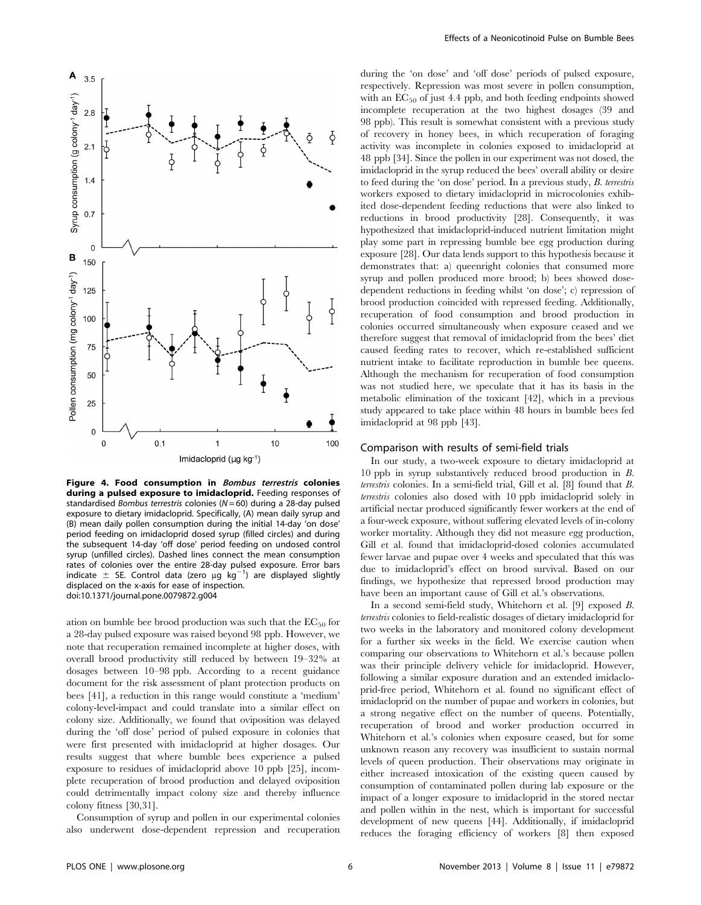**Figure 4. Food consumption in *Bombus terrestris* colonies during a pulsed exposure to imidacloprid.** Feeding responses of standardised *Bombus terrestris* colonies (N = 60) during a 28-day pulsed exposure to dietary imidacloprid. Specifically, (A) mean daily syrup and (B) mean daily pollen consumption during the initial 14-day 'on dose' period feeding on imidacloprid dosed syrup (filled circles) and during the subsequent 14-day 'off dose' period feeding on undosed control syrup (unfilled circles). Dashed lines connect the mean consumption rates of colonies over the entire 28-day pulsed exposure. Error bars indicate ± SE. Control data (zero µg $kg^{-1}$) are displayed slightly displaced on the x-axis for ease of inspection.
doi:10.1371/journal.pone.0079872.g004

ation on bumble bee brood production was such that the $EC_{50}$ for a 28-day pulsed exposure was raised beyond 98 ppb. However, we note that recuperation remained incomplete at higher doses, with overall brood productivity still reduced by between 19–32% at dosages between 10–98 ppb. According to a recent guidance document for the risk assessment of plant protection products on bees [41], a reduction in this range would constitute a 'medium' colony-level-impact and could translate into a similar effect on colony size. Additionally, we found that oviposition was delayed during the 'off dose' period of pulsed exposure in colonies that were first presented with imidacloprid at higher dosages. Our results suggest that where bumble bees experience a pulsed exposure to residues of imidacloprid above 10 ppb [25], incomplete recuperation of brood production and delayed oviposition could detrimentally impact colony size and thereby influence colony fitness [30,31].

Consumption of syrup and pollen in our experimental colonies also underwent dose-dependent repression and recuperation during the 'on dose' and 'off dose' periods of pulsed exposure, respectively. Repression was most severe in pollen consumption, with an $EC_{50}$ of just 4.4 ppb, and both feeding endpoints showed incomplete recuperation at the two highest dosages (39 and 98 ppb). This result is somewhat consistent with a previous study of recovery in honey bees, in which recuperation of foraging activity was incomplete in colonies exposed to imidacloprid at 48 ppb [34]. Since the pollen in our experiment was not dosed, the imidacloprid in the syrup reduced the bees' overall ability or desire to feed during the 'on dose' period. In a previous study, *B. terrestris* workers exposed to dietary imidacloprid in microcolonies exhibited dose-dependent feeding reductions that were also linked to reductions in brood productivity [28]. Consequently, it was hypothesized that imidacloprid-induced nutrient limitation might play some part in repressing bumble bee egg production during exposure [28]. Our data lends support to this hypothesis because it demonstrates that: a) queenright colonies that consumed more syrup and pollen produced more brood; b) bees showed dose-dependent reductions in feeding whilst 'on dose'; c) repression of brood production coincided with repressed feeding. Additionally, recuperation of food consumption and brood production in colonies occurred simultaneously when exposure ceased and we therefore suggest that removal of imidacloprid from the bees' diet caused feeding rates to recover, which re-established sufficient nutrient intake to facilitate reproduction in bumble bee queens. Although the mechanism for recuperation of food consumption was not studied here, we speculate that it has its basis in the metabolic elimination of the toxicant [42], which in a previous study appeared to take place within 48 hours in bumble bees fed imidacloprid at 98 ppb [43].

## Comparison with results of semi-field trials

In our study, a two-week exposure to dietary imidacloprid at 10 ppb in syrup substantively reduced brood production in *B. terrestris* colonies. In a semi-field trial, Gill et al. [8] found that *B. terrestris* colonies also dosed with 10 ppb imidacloprid solely in artificial nectar produced significantly fewer workers at the end of a four-week exposure, without suffering elevated levels of in-colony worker mortality. Although they did not measure egg production, Gill et al. found that imidacloprid-dosed colonies accumulated fewer larvae and pupae over 4 weeks and speculated that this was due to imidacloprid's effect on brood survival. Based on our findings, we hypothesize that repressed brood production may have been an important cause of Gill et al.'s observations.

In a second semi-field study, Whitehorn et al. [9] exposed *B. terrestris* colonies to field-realistic dosages of dietary imidacloprid for two weeks in the laboratory and monitored colony development for a further six weeks in the field. We exercise caution when comparing our observations to Whitehorn et al.'s because pollen was their principle delivery vehicle for imidacloprid. However, following a similar exposure duration and an extended imidacloprid-free period, Whitehorn et al. found no significant effect of imidacloprid on the number of pupae and workers in colonies, but a strong negative effect on the number of queens. Potentially, recuperation of brood and worker production occurred in Whitehorn et al.'s colonies when exposure ceased, but for some unknown reason any recovery was insufficient to sustain normal levels of queen production. Their observations may originate in either increased intoxication of the existing queen caused by consumption of contaminated pollen during lab exposure or the impact of a longer exposure to imidacloprid in the stored nectar and pollen within in the nest, which is important for successful development of new queens [44]. Additionally, if imidacloprid reduces the foraging efficiency of workers [8] then exposed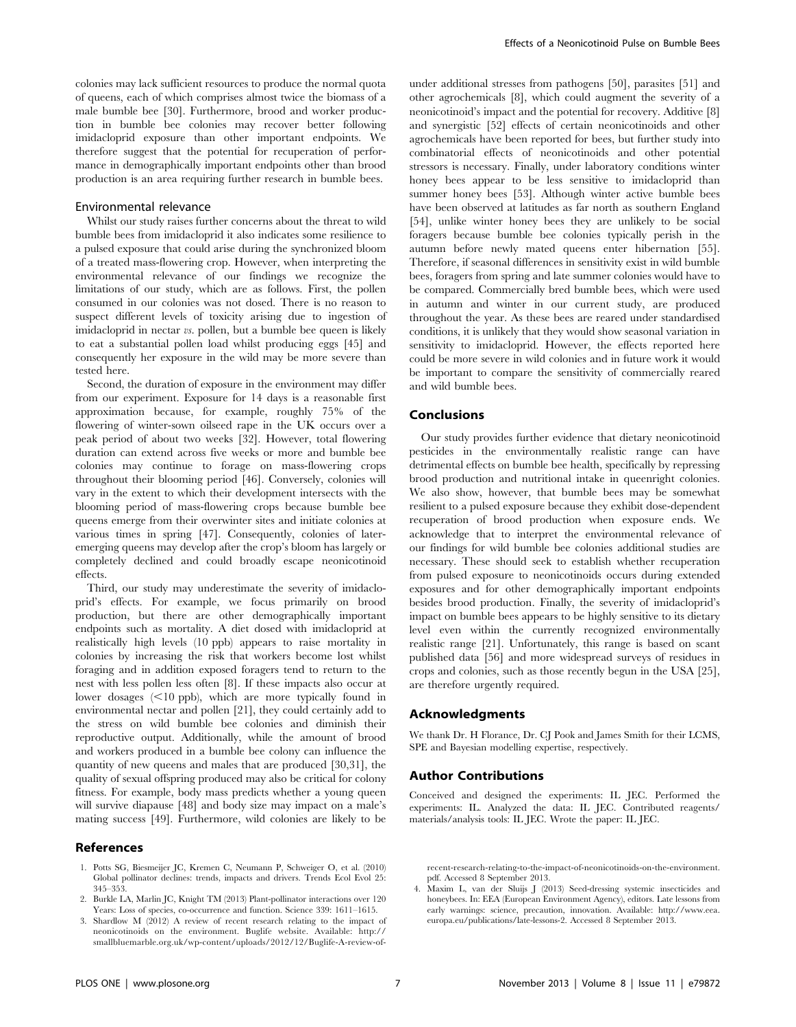colonies may lack sufficient resources to produce the normal quota of queens, each of which comprises almost twice the biomass of a male bumble bee [30]. Furthermore, brood and worker production in bumble bee colonies may recover better following imidacloprid exposure than other important endpoints. We therefore suggest that the potential for recuperation of performance in demographically important endpoints other than brood production is an area requiring further research in bumble bees.

### Environmental relevance

Whilst our study raises further concerns about the threat to wild bumble bees from imidacloprid it also indicates some resilience to a pulsed exposure that could arise during the synchronized bloom of a treated mass-flowering crop. However, when interpreting the environmental relevance of our findings we recognize the limitations of our study, which are as follows. First, the pollen consumed in our colonies was not dosed. There is no reason to suspect different levels of toxicity arising due to ingestion of imidacloprid in nectar *vs.* pollen, but a bumble bee queen is likely to eat a substantial pollen load whilst producing eggs [45] and consequently her exposure in the wild may be more severe than tested here.

Second, the duration of exposure in the environment may differ from our experiment. Exposure for 14 days is a reasonable first approximation because, for example, roughly 75% of the flowering of winter-sown oilseed rape in the UK occurs over a peak period of about two weeks [32]. However, total flowering duration can extend across five weeks or more and bumble bee colonies may continue to forage on mass-flowering crops throughout their blooming period [46]. Conversely, colonies will vary in the extent to which their development intersects with the blooming period of mass-flowering crops because bumble bee queens emerge from their overwinter sites and initiate colonies at various times in spring [47]. Consequently, colonies of later-emerging queens may develop after the crop's bloom has largely or completely declined and could broadly escape neonicotinoid effects.

Third, our study may underestimate the severity of imidacloprid's effects. For example, we focus primarily on brood production, but there are other demographically important endpoints such as mortality. A diet dosed with imidacloprid at realistically high levels (10 ppb) appears to raise mortality in colonies by increasing the risk that workers become lost whilst foraging and in addition exposed foragers tend to return to the nest with less pollen less often [8]. If these impacts also occur at lower dosages (<10 ppb), which are more typically found in environmental nectar and pollen [21], they could certainly add to the stress on wild bumble bee colonies and diminish their reproductive output. Additionally, while the amount of brood and workers produced in a bumble bee colony can influence the quantity of new queens and males that are produced [30,31], the quality of sexual offspring produced may also be critical for colony fitness. For example, body mass predicts whether a young queen will survive diapause [48] and body size may impact on a male's mating success [49]. Furthermore, wild colonies are likely to be under additional stresses from pathogens [50], parasites [51] and other agrochemicals [8], which could augment the severity of a neonicotinoid's impact and the potential for recovery. Additive [8] and synergistic [52] effects of certain neonicotinoids and other agrochemicals have been reported for bees, but further study into combinatorial effects of neonicotinoids and other potential stressors is necessary. Finally, under laboratory conditions winter honey bees appear to be less sensitive to imidacloprid than summer honey bees [53]. Although winter active bumble bees have been observed at latitudes as far north as southern England [54], unlike winter honey bees they are unlikely to be social foragers because bumble bee colonies typically perish in the autumn before newly mated queens enter hibernation [55]. Therefore, if seasonal differences in sensitivity exist in wild bumble bees, foragers from spring and late summer colonies would have to be compared. Commercially bred bumble bees, which were used in autumn and winter in our current study, are produced throughout the year. As these bees are reared under standardised conditions, it is unlikely that they would show seasonal variation in sensitivity to imidacloprid. However, the effects reported here could be more severe in wild colonies and in future work it would be important to compare the sensitivity of commercially reared and wild bumble bees.

## Conclusions

Our study provides further evidence that dietary neonicotinoid pesticides in the environmentally realistic range can have detrimental effects on bumble bee health, specifically by repressing brood production and nutritional intake in queenright colonies. We also show, however, that bumble bees may be somewhat resilient to a pulsed exposure because they exhibit dose-dependent recuperation of brood production when exposure ends. We acknowledge that to interpret the environmental relevance of our findings for wild bumble bee colonies additional studies are necessary. These should seek to establish whether recuperation from pulsed exposure to neonicotinoids occurs during extended exposures and for other demographically important endpoints besides brood production. Finally, the severity of imidacloprid's impact on bumble bees appears to be highly sensitive to its dietary level even within the currently recognized environmentally realistic range [21]. Unfortunately, this range is based on scant published data [56] and more widespread surveys of residues in crops and colonies, such as those recently begun in the USA [25], are therefore urgently required.

## Acknowledgments

We thank Dr. H Florance, Dr. CJ Pook and James Smith for their LCMS, SPE and Bayesian modelling expertise, respectively.

## Author Contributions

Conceived and designed the experiments: IL JEC. Performed the experiments: IL. Analyzed the data: IL JEC. Contributed reagents/materials/analysis tools: IL JEC. Wrote the paper: IL JEC.

## References

1. Potts SG, Biesmeijer JC, Kremen C, Neumann P, Schweiger O, et al. (2010) Global pollinator declines: trends, impacts and drivers. Trends Ecol Evol 25: 345–353.
2. Burkle LA, Marlin JC, Knight TM (2013) Plant-pollinator interactions over 120 Years: Loss of species, co-occurrence and function. Science 339: 1611–1615.
3. Shardlow M (2012) A review of recent research relating to the impact of neonicotinoids on the environment. Buglife website. Available: http://smallbluemarble.org.uk/wp-content/uploads/2012/12/Buglife-A-review-of-recent-research-relating-to-the-impact-of-neonicotinoids-on-the-environment.pdf. Accessed 8 September 2013.
4. Maxim L, van der Sluijs J (2013) Seed-dressing systemic insecticides and honeybees. In: EEA (European Environment Agency), editors. Late lessons from early warnings: science, precaution, innovation. Available: http://www.eea.europa.eu/publications/late-lessons-2. Accessed 8 September 2013.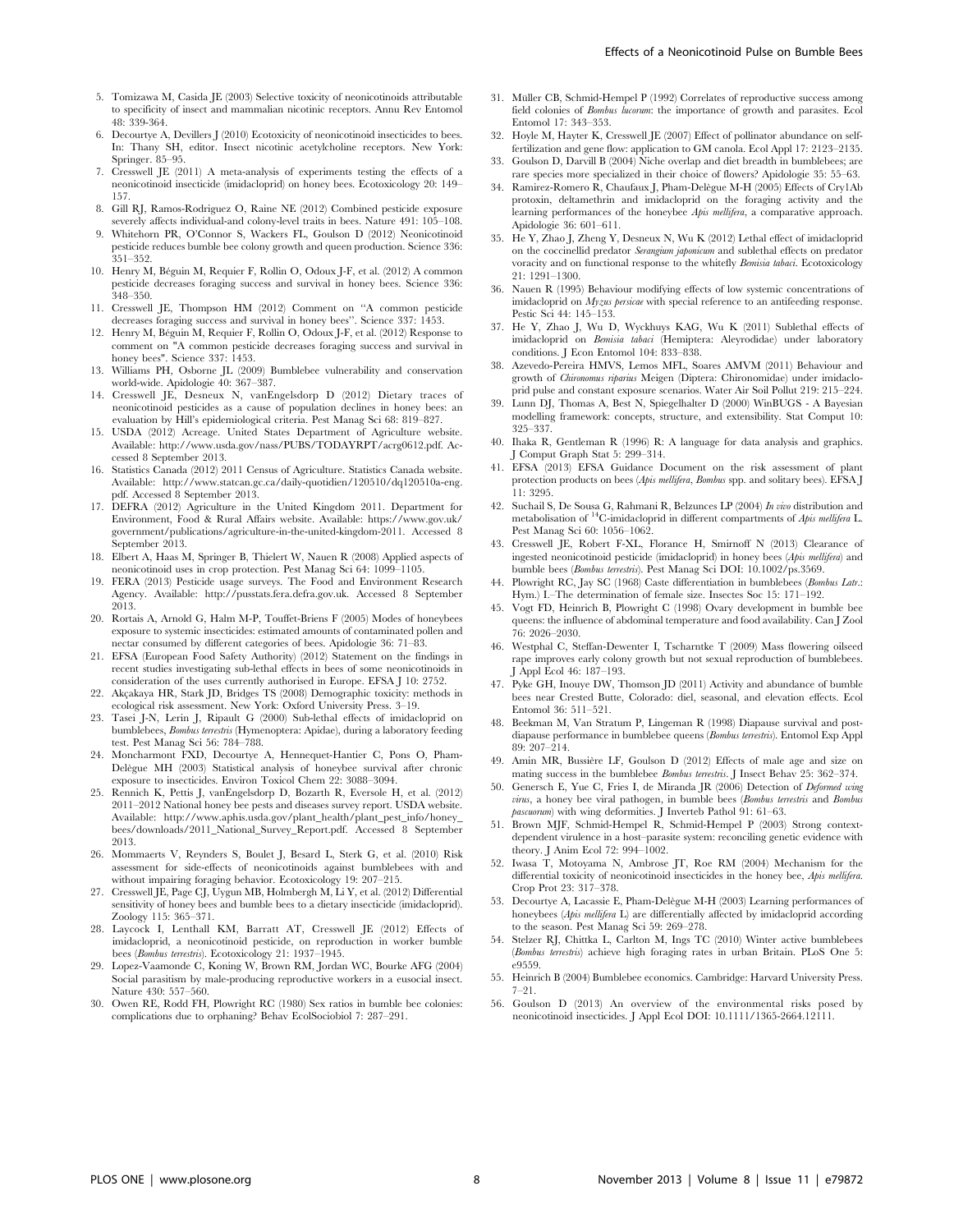5. Tomizawa M, Casida JE (2003) Selective toxicity of neonicotinoids attributable to specificity of insect and mammalian nicotinic receptors. Annu Rev Entomol 48: 339–364.
6. Decourtye A, Devillers J (2010) Ecotoxicity of neonicotinoid insecticides to bees. In: Thany SH, editor. Insect nicotinic acetylcholine receptors. New York: Springer. 85–95.
7. Cresswell JE (2011) A meta-analysis of experiments testing the effects of a neonicotinoid insecticide (imidacloprid) on honey bees. Ecotoxicology 20: 149–157.
8. Gill RJ, Ramos-Rodriguez O, Raine NE (2012) Combined pesticide exposure severely affects individual-and colony-level traits in bees. Nature 491: 105–108.
9. Whitehorn PR, O'Connor S, Wackers FL, Goulson D (2012) Neonicotinoid pesticide reduces bumble bee colony growth and queen production. Science 336: 351–352.
10. Henry M, Béguin M, Requier F, Rollin O, Odoux J-F, et al. (2012) A common pesticide decreases foraging success and survival in honey bees. Science 336: 348–350.
11. Cresswell JE, Thompson HM (2012) Comment on "A common pesticide decreases foraging success and survival in honey bees". Science 337: 1453.
12. Henry M, Béguin M, Requier F, Rollin O, Odoux J-F, et al. (2012) Response to comment on "A common pesticide decreases foraging success and survival in honey bees". Science 337: 1453.
13. Williams PH, Osborne JL (2009) Bumblebee vulnerability and conservation world-wide. Apidologie 40: 367–387.
14. Cresswell JE, Desneux N, vanEngelsdorp D (2012) Dietary traces of neonicotinoid pesticides as a cause of population declines in honey bees: an evaluation by Hill's epidemiological criteria. Pest Manag Sci 68: 819–827.
15. USDA (2012) Acreage. United States Department of Agriculture website. Available: http://www.usda.gov/nass/PUBS/TODAYRPT/acrg0612.pdf. Accessed 8 September 2013.
16. Statistics Canada (2012) 2011 Census of Agriculture. Statistics Canada website. Available: http://www.statcan.gc.ca/daily-quotidien/120510/dq120510a-eng.pdf. Accessed 8 September 2013.
17. DEFRA (2012) Agriculture in the United Kingdom 2011. Department for Environment, Food & Rural Affairs website. Available: https://www.gov.uk/government/publications/agriculture-in-the-united-kingdom-2011. Accessed 8 September 2013.
18. Elbert A, Haas M, Springer B, Thielert W, Nauen R (2008) Applied aspects of neonicotinoid uses in crop protection. Pest Manag Sci 64: 1099–1105.
19. FERA (2013) Pesticide usage surveys. The Food and Environment Research Agency. Available: http://pusstats.fera.defra.gov.uk. Accessed 8 September 2013.
20. Rortais A, Arnold G, Halm M-P, Touffet-Briens F (2005) Modes of honeybees exposure to systemic insecticides: estimated amounts of contaminated pollen and nectar consumed by different categories of bees. Apidologie 36: 71–83.
21. EFSA (European Food Safety Authority) (2012) Statement on the findings in recent studies investigating sub-lethal effects in bees of some neonicotinoids in consideration of the uses currently authorised in Europe. EFSA J 10: 2752.
22. Akçakaya HR, Stark JD, Bridges TS (2008) Demographic toxicity: methods in ecological risk assessment. New York: Oxford University Press. 3–19.
23. Tasei J-N, Lerin J, Ripault G (2000) Sub-lethal effects of imidacloprid on bumblebees, *Bombus terrestris* (Hymenoptera: Apidae), during a laboratory feeding test. Pest Manag Sci 56: 784–788.
24. Moncharmont FXD, Decourtye A, Hennequet-Hantier C, Pons O, Pham-Delègue MH (2003) Statistical analysis of honeybee survival after chronic exposure to insecticides. Environ Toxicol Chem 22: 3088–3094.
25. Rennich K, Pettis J, vanEngelsdorp D, Bozarth R, Eversole H, et al. (2012) 2011–2012 National honey bee pests and diseases survey report. USDA website. Available: http://www.aphis.usda.gov/plant_health/plant_pest_info/honey_bees/downloads/2011_National_Survey_Report.pdf. Accessed 8 September 2013.
26. Mommaerts V, Reynders S, Boulet J, Besard L, Sterk G, et al. (2010) Risk assessment for side-effects of neonicotinoids against bumblebees with and without impairing foraging behavior. Ecotoxicology 19: 207–215.
27. Cresswell JE, Page CJ, Uygun MB, Holmbergh M, Li Y, et al. (2012) Differential sensitivity of honey bees and bumble bees to a dietary insecticide (imidacloprid). Zoology 115: 365–371.
28. Laycock I, Lenthall KM, Barratt AT, Cresswell JE (2012) Effects of imidacloprid, a neonicotinoid pesticide, on reproduction in worker bumble bees (*Bombus terrestris*). Ecotoxicology 21: 1937–1945.
29. Lopez-Vaamonde C, Koning W, Brown RM, Jordan WC, Bourke AFG (2004) Social parasitism by male-producing reproductive workers in a eusocial insect. Nature 430: 557–560.
30. Owen RE, Rodd FH, Plowright RC (1980) Sex ratios in bumble bee colonies: complications due to orphaning? Behav EcolSociobiol 7: 287–291.
31. Müller CB, Schmid-Hempel P (1992) Correlates of reproductive success among field colonies of *Bombus lucorum*: the importance of growth and parasites. Ecol Entomol 17: 343–353.
32. Hoyle M, Hayter K, Cresswell JE (2007) Effect of pollinator abundance on self-fertilization and gene flow: application to GM canola. Ecol Appl 17: 2123–2135.
33. Goulson D, Darvill B (2004) Niche overlap and diet breadth in bumblebees; are rare species more specialized in their choice of flowers? Apidologie 35: 55–63.
34. Ramirez-Romero R, Chaufaux J, Pham-Delègue M-H (2005) Effects of Cry1Ab protoxin, deltamethrin and imidacloprid on the foraging activity and the learning performances of the honeybee *Apis mellifera*, a comparative approach. Apidologie 36: 601–611.
35. He Y, Zhao J, Zheng Y, Desneux N, Wu K (2012) Lethal effect of imidacloprid on the coccinellid predator *Serangium japonicum* and sublethal effects on predator voracity and on functional response to the whitefly *Bemisia tabaci*. Ecotoxicology 21: 1291–1300.
36. Nauen R (1995) Behaviour modifying effects of low systemic concentrations of imidacloprid on *Myzus persicae* with special reference to an antifeeding response. Pestic Sci 44: 145–153.
37. He Y, Zhao J, Wu D, Wyckhuys KAG, Wu K (2011) Sublethal effects of imidacloprid on *Bemisia tabaci* (Hemiptera: Aleyrodidae) under laboratory conditions. J Econ Entomol 104: 833–838.
38. Azevedo-Pereira HMVS, Lemos MFL, Soares AMVM (2011) Behaviour and growth of *Chironomus riparius* Meigen (Diptera: Chironomidae) under imidacloprid pulse and constant exposure scenarios. Water Air Soil Pollut 219: 215–224.
39. Lunn DJ, Thomas A, Best N, Spiegelhalter D (2000) WinBUGS - A Bayesian modelling framework: concepts, structure, and extensibility. Stat Comput 10: 325–337.
40. Ihaka R, Gentleman R (1996) R: A language for data analysis and graphics. J Comput Graph Stat 5: 299–314.
41. EFSA (2013) EFSA Guidance Document on the risk assessment of plant protection products on bees (*Apis mellifera*, *Bombus* spp. and solitary bees). EFSA J 11: 3295.
42. Suchail S, De Sousa G, Rahmani R, Belzunces LP (2004) *In vivo* distribution and metabolisation of $^{14}$C-imidacloprid in different compartments of *Apis mellifera* L. Pest Manag Sci 60: 1056–1062.
43. Cresswell JE, Robert F-XL, Florance H, Smirnoff N (2013) Clearance of ingested neonicotinoid pesticide (imidacloprid) in honey bees (*Apis mellifera*) and bumble bees (*Bombus terrestris*). Pest Manag Sci DOI: 10.1002/ps.3569.
44. Plowright RC, Jay SC (1968) Caste differentiation in bumblebees (*Bombus Latr.*: Hym.) I.–The determination of female size. Insectes Soc 15: 171–192.
45. Vogt FD, Heinrich B, Plowright C (1998) Ovary development in bumble bee queens: the influence of abdominal temperature and food availability. Can J Zool 76: 2026–2030.
46. Westphal C, Steffan-Dewenter I, Tscharntke T (2009) Mass flowering oilseed rape improves early colony growth but not sexual reproduction of bumblebees. J Appl Ecol 46: 187–193.
47. Pyke GH, Inouye DW, Thomson JD (2011) Activity and abundance of bumble bees near Crested Butte, Colorado: diel, seasonal, and elevation effects. Ecol Entomol 36: 511–521.
48. Beekman M, Van Stratum P, Lingeman R (1998) Diapause survival and post-diapause performance in bumblebee queens (*Bombus terrestris*). Entomol Exp Appl 89: 207–214.
49. Amin MR, Bussière LF, Goulson D (2012) Effects of male age and size on mating success in the bumblebee *Bombus terrestris*. J Insect Behav 25: 362–374.
50. Genersch E, Yue C, Fries I, de Miranda JR (2006) Detection of *Deformed wing virus*, a honey bee viral pathogen, in bumble bees (*Bombus terrestris* and *Bombus pascuorum*) with wing deformities. J Inverteb Pathol 91: 61–63.
51. Brown MJF, Schmid-Hempel R, Schmid-Hempel P (2003) Strong context-dependent virulence in a host–parasite system: reconciling genetic evidence with theory. J Anim Ecol 72: 994–1002.
52. Iwasa T, Motoyama N, Ambrose JT, Roe RM (2004) Mechanism for the differential toxicity of neonicotinoid insecticides in the honey bee, *Apis mellifera*. Crop Prot 23: 317–378.
53. Decourtye A, Lacassie E, Pham-Delègue M-H (2003) Learning performances of honeybees (*Apis mellifera* L) are differentially affected by imidacloprid according to the season. Pest Manag Sci 59: 269–278.
54. Stelzer RJ, Chittka L, Carlton M, Ings TC (2010) Winter active bumblebees (*Bombus terrestris*) achieve high foraging rates in urban Britain. PLoS One 5: e9559.
55. Heinrich B (2004) Bumblebee economics. Cambridge: Harvard University Press. 7–21.
56. Goulson D (2013) An overview of the environmental risks posed by neonicotinoid insecticides. J Appl Ecol DOI: 10.1111/1365-2664.12111.